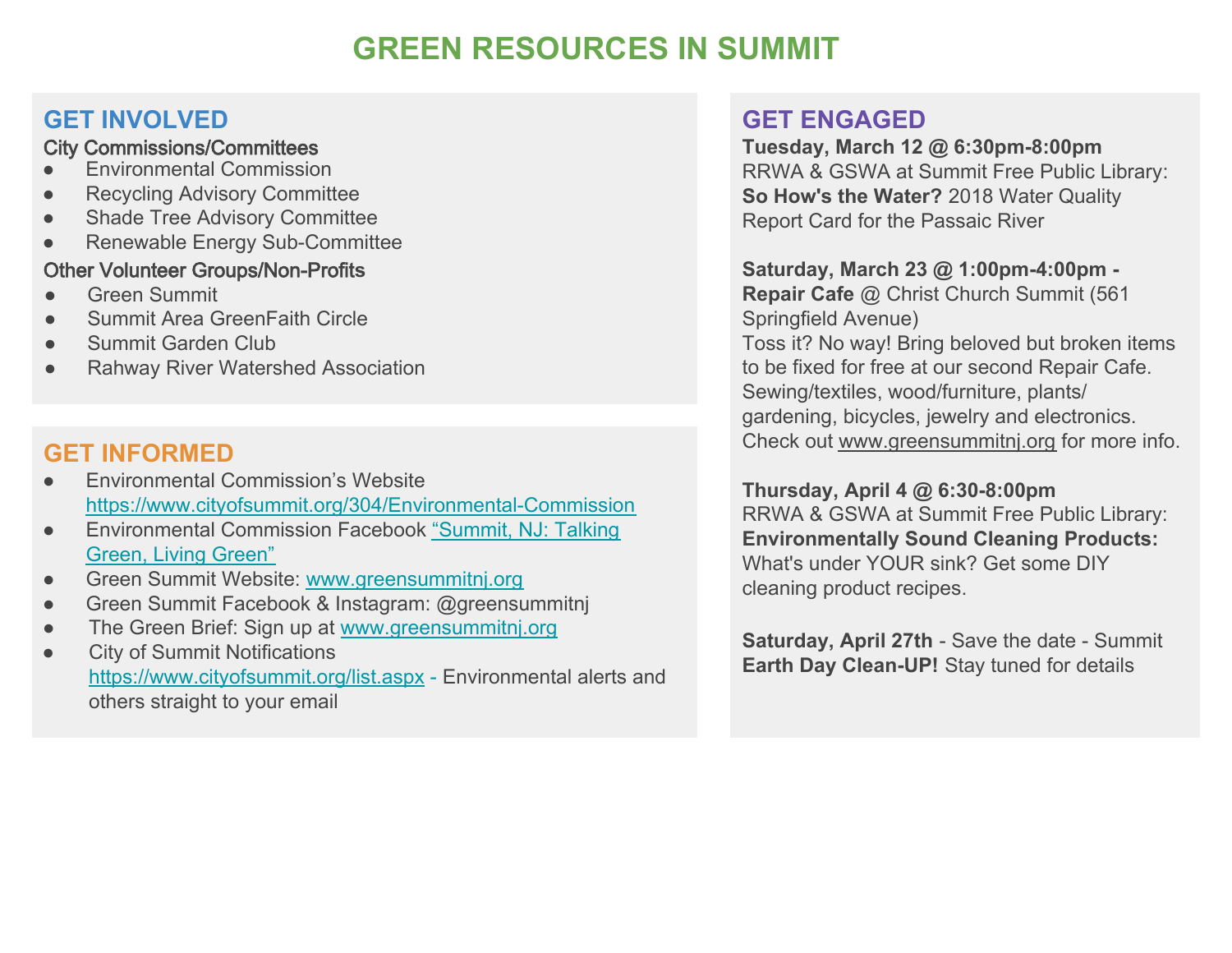# GREEN RESOURCES IN SUMMIT

## GET INVOLVED

**City Commissions/Committees**

- Environmental Commission
- Recycling Advisory Committee
- Shade Tree Advisory Committee
- Renewable Energy Sub-Committee

**Other Volunteer Groups/Non-Profits**

- Green Summit
- Summit Area GreenFaith Circle
- Summit Garden Club
- Rahway River Watershed Association

## GET INFORMED

- Environmental Commission's Website https://www.cityofsummit.org/304/Environmental-Commission
- Environmental Commission Facebook "Summit, NJ: Talking Green, Living Green"
- Green Summit Website: www.greensummitnj.org
- Green Summit Facebook & Instagram: @greensummitnj
- The Green Brief: Sign up at www.greensummitnj.org
- City of Summit Notifications https://www.cityofsummit.org/list.aspx - Environmental alerts and others straight to your email

## GET ENGAGED

**Tuesday, March 12 @ 6:30pm-8:00pm**
RRWA & GSWA at Summit Free Public Library: **So How's the Water?** 2018 Water Quality Report Card for the Passaic River

**Saturday, March 23 @ 1:00pm-4:00pm - Repair Cafe** @ Christ Church Summit (561 Springfield Avenue)
Toss it? No way! Bring beloved but broken items to be fixed for free at our second Repair Cafe. Sewing/textiles, wood/furniture, plants/ gardening, bicycles, jewelry and electronics. Check out www.greensummitnj.org for more info.

**Thursday, April 4 @ 6:30-8:00pm**
RRWA & GSWA at Summit Free Public Library: **Environmentally Sound Cleaning Products:** What's under YOUR sink? Get some DIY cleaning product recipes.

**Saturday, April 27th** - Save the date - Summit **Earth Day Clean-UP!** Stay tuned for details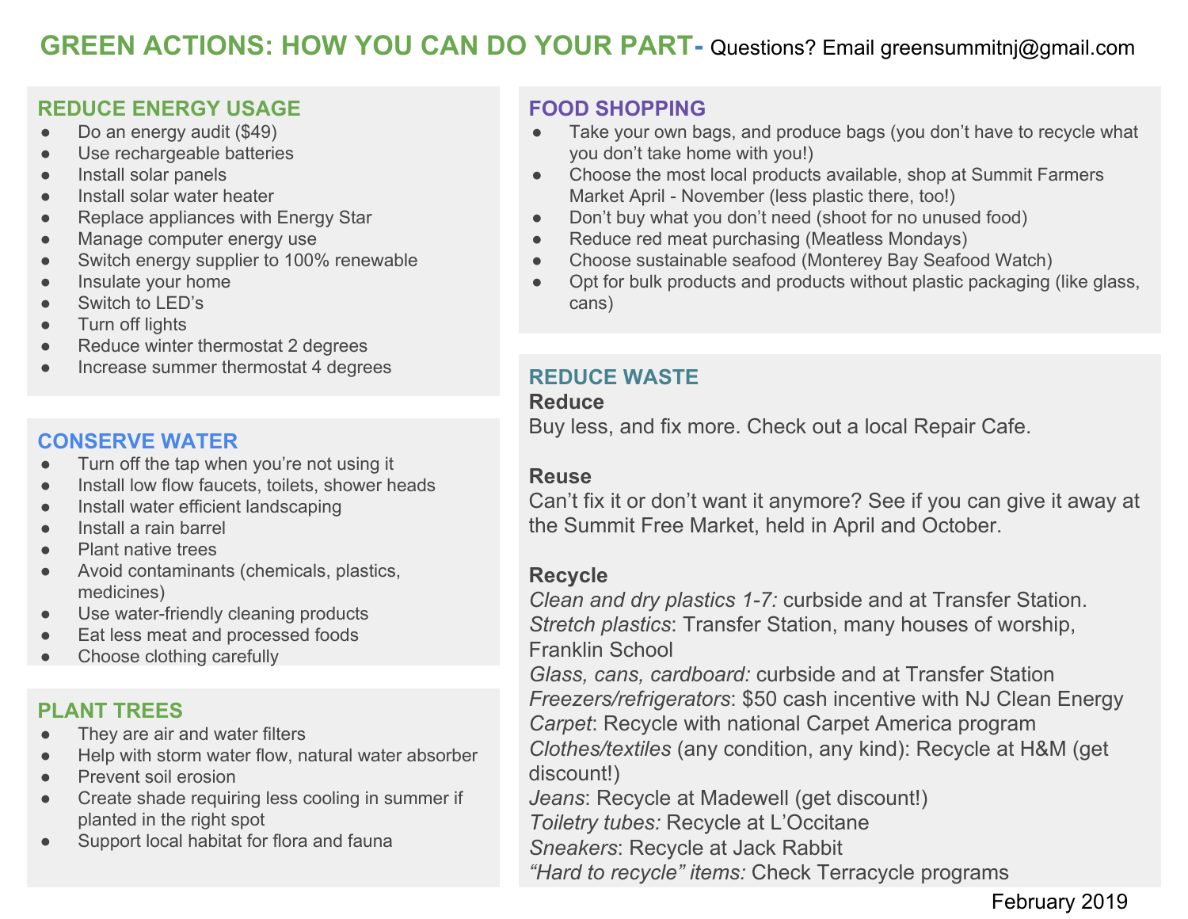# GREEN ACTIONS: HOW YOU CAN DO YOUR PART- Questions? Email greensummitnj@gmail.com

## REDUCE ENERGY USAGE

- Do an energy audit ($49)
- Use rechargeable batteries
- Install solar panels
- Install solar water heater
- Replace appliances with Energy Star
- Manage computer energy use
- Switch energy supplier to 100% renewable
- Insulate your home
- Switch to LED's
- Turn off lights
- Reduce winter thermostat 2 degrees
- Increase summer thermostat 4 degrees

## CONSERVE WATER

- Turn off the tap when you're not using it
- Install low flow faucets, toilets, shower heads
- Install water efficient landscaping
- Install a rain barrel
- Plant native trees
- Avoid contaminants (chemicals, plastics, medicines)
- Use water-friendly cleaning products
- Eat less meat and processed foods
- Choose clothing carefully

## PLANT TREES

- They are air and water filters
- Help with storm water flow, natural water absorber
- Prevent soil erosion
- Create shade requiring less cooling in summer if planted in the right spot
- Support local habitat for flora and fauna

## FOOD SHOPPING

- Take your own bags, and produce bags (you don't have to recycle what you don't take home with you!)
- Choose the most local products available, shop at Summit Farmers Market April - November (less plastic there, too!)
- Don't buy what you don't need (shoot for no unused food)
- Reduce red meat purchasing (Meatless Mondays)
- Choose sustainable seafood (Monterey Bay Seafood Watch)
- Opt for bulk products and products without plastic packaging (like glass, cans)

## REDUCE WASTE

### Reduce

Buy less, and fix more. Check out a local Repair Cafe.

### Reuse

Can't fix it or don't want it anymore? See if you can give it away at the Summit Free Market, held in April and October.

### Recycle

*Clean and dry plastics 1-7:* curbside and at Transfer Station.
*Stretch plastics*: Transfer Station, many houses of worship, Franklin School
*Glass, cans, cardboard:* curbside and at Transfer Station
*Freezers/refrigerators*: $50 cash incentive with NJ Clean Energy
*Carpet*: Recycle with national Carpet America program
*Clothes/textiles* (any condition, any kind): Recycle at H&M (get discount!)
*Jeans*: Recycle at Madewell (get discount!)
*Toiletry tubes:* Recycle at L'Occitane
*Sneakers*: Recycle at Jack Rabbit
*"Hard to recycle" items:* Check Terracycle programs

February 2019